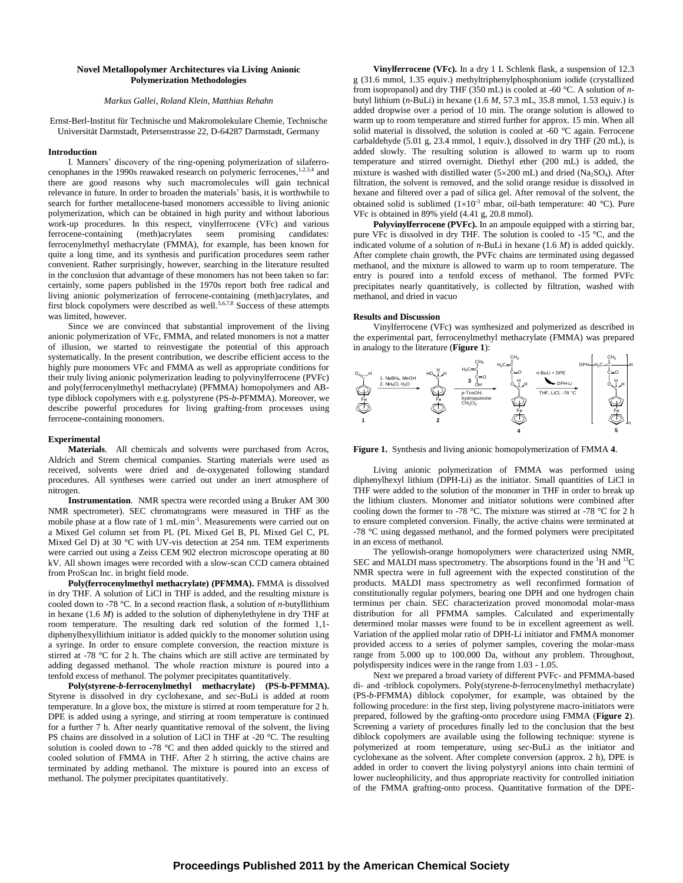# Novel Metallopolymer Architectures via Living Anionic Polymerization Methodologies

*Markus Gallei, Roland Klein, Matthias Rehahn*

Ernst-Berl-Institut für Technische und Makromolekulare Chemie, Technische Universität Darmstadt, Petersenstrasse 22, D-64287 Darmstadt, Germany

## Introduction

I. Manners' discovery of the ring-opening polymerization of silaferrocenophanes in the 1990s reawaked research on polymeric ferrocenes,[1,2,3,4] and there are good reasons why such macromolecules will gain technical relevance in future. In order to broaden the materials' basis, it is worthwhile to search for further metallocene-based monomers accessible to living anionic polymerization, which can be obtained in high purity and without laborious work-up procedures. In this respect, vinylferrocene (VFc) and various ferrocene-containing (meth)acrylates seem promising candidates: ferrocenylmethyl methacrylate (FMMA), for example, has been known for quite a long time, and its synthesis and purification procedures seem rather convenient. Rather surprisingly, however, searching in the literature resulted in the conclusion that advantage of these monomers has not been taken so far: certainly, some papers published in the 1970s report both free radical and living anionic polymerization of ferrocene-containing (meth)acrylates, and first block copolymers were described as well.[5,6,7,8] Success of these attempts was limited, however.

Since we are convinced that substantial improvement of the living anionic polymerization of VFc, FMMA, and related monomers is not a matter of illusion, we started to reinvestigate the potential of this approach systematically. In the present contribution, we describe efficient access to the highly pure monomers VFc and FMMA as well as appropriate conditions for their truly living anionic polymerization leading to polyvinylferrocene (PVFc) and poly(ferrocenylmethyl methacrylate) (PFMMA) homopolymers and AB-type diblock copolymers with e.g. polystyrene (PS-*b*-PFMMA). Moreover, we describe powerful procedures for living grafting-from processes using ferrocene-containing monomers.

## Experimental

**Materials**. All chemicals and solvents were purchased from Acros, Aldrich and Strem chemical companies. Starting materials were used as received, solvents were dried and de-oxygenated following standard procedures. All syntheses were carried out under an inert atmosphere of nitrogen.

**Instrumentation**. NMR spectra were recorded using a Bruker AM 300 NMR spectrometer). SEC chromatograms were measured in THF as the mobile phase at a flow rate of 1 mL·min$^{-1}$. Measurements were carried out on a Mixed Gel column set from PL (PL Mixed Gel B, PL Mixed Gel C, PL Mixed Gel D) at 30 °C with UV-vis detection at 254 nm. TEM experiments were carried out using a Zeiss CEM 902 electron microscope operating at 80 kV. All shown images were recorded with a slow-scan CCD camera obtained from ProScan Inc. in bright field mode.

**Poly(ferrocenylmethyl methacrylate) (PFMMA).** FMMA is dissolved in dry THF. A solution of LiCl in THF is added, and the resulting mixture is cooled down to -78 °C. In a second reaction flask, a solution of *n*-butyllithium in hexane (1.6 *M*) is added to the solution of diphenylethylene in dry THF at room temperature. The resulting dark red solution of the formed 1,1-diphenylhexyllithium initiator is added quickly to the monomer solution using a syringe. In order to ensure complete conversion, the reaction mixture is stirred at -78 °C for 2 h. The chains which are still active are terminated by adding degassed methanol. The whole reaction mixture is poured into a tenfold excess of methanol. The polymer precipitates quantitatively.

**Poly(styrene-*b*-ferrocenylmethyl methacrylate) (PS-b-PFMMA).** Styrene is dissolved in dry cyclohexane, and *sec*-BuLi is added at room temperature. In a glove box, the mixture is stirred at room temperature for 2 h. DPE is added using a syringe, and stirring at room temperature is continued for a further 7 h. After nearly quantitative removal of the solvent, the living PS chains are dissolved in a solution of LiCl in THF at -20 °C. The resulting solution is cooled down to -78 °C and then added quickly to the stirred and cooled solution of FMMA in THF. After 2 h stirring, the active chains are terminated by adding methanol. The mixture is poured into an excess of methanol. The polymer precipitates quantitatively.

**Vinylferrocene (VFc).** In a dry 1 L Schlenk flask, a suspension of 12.3 g (31.6 mmol, 1.35 equiv.) methyltriphenylphosphonium iodide (crystallized from isopropanol) and dry THF (350 mL) is cooled at -60 °C. A solution of *n*-butyl lithium (*n*-BuLi) in hexane (1.6 *M*, 57.3 mL, 35.8 mmol, 1.53 equiv.) is added dropwise over a period of 10 min. The orange solution is allowed to warm up to room temperature and stirred further for approx. 15 min. When all solid material is dissolved, the solution is cooled at -60 °C again. Ferrocene carbaldehyde (5.01 g, 23.4 mmol, 1 equiv.), dissolved in dry THF (20 mL), is added slowly. The resulting solution is allowed to warm up to room temperature and stirred overnight. Diethyl ether (200 mL) is added, the mixture is washed with distilled water (5×200 mL) and dried ($Na_2SO_4$). After filtration, the solvent is removed, and the solid orange residue is dissolved in hexane and filtered over a pad of silica gel. After removal of the solvent, the obtained solid is sublimed ($1\times10^{-3}$ mbar, oil-bath temperature: 40 °C). Pure VFc is obtained in 89% yield (4.41 g, 20.8 mmol).

**Polyvinylferrocene (PVFc).** In an ampoule equipped with a stirring bar, pure VFc is dissolved in dry THF. The solution is cooled to -15 °C, and the indicated volume of a solution of *n*-BuLi in hexane (1.6 *M*) is added quickly. After complete chain growth, the PVFc chains are terminated using degassed methanol, and the mixture is allowed to warm up to room temperature. The entry is poured into a tenfold excess of methanol. The formed PVFc precipitates nearly quantitatively, is collected by filtration, washed with methanol, and dried in vacuo

## Results and Discussion

Vinylferrocene (VFc) was synthesized and polymerized as described in the experimental part, ferrocenylmethyl methacrylate (FMMA) was prepared in analogy to the literature (**Figure 1**):

**Figure 1.** Synthesis and living anionic homopolymerization of FMMA **4**.

Living anionic polymerization of FMMA was performed using diphenylhexyl lithium (DPH-Li) as the initiator. Small quantities of LiCl in THF were added to the solution of the monomer in THF in order to break up the lithium clusters. Monomer and initiator solutions were combined after cooling down the former to -78 °C. The mixture was stirred at -78 °C for 2 h to ensure completed conversion. Finally, the active chains were terminated at -78 °C using degassed methanol, and the formed polymers were precipitated in an excess of methanol.

The yellowish-orange homopolymers were characterized using NMR, SEC and MALDI mass spectrometry. The absorptions found in the $^1$H and $^{13}$C NMR spectra were in full agreement with the expected constitution of the products. MALDI mass spectrometry as well reconfirmed formation of constitutionally regular polymers, bearing one DPH and one hydrogen chain terminus per chain. SEC characterization proved monomodal molar-mass distribution for all PFMMA samples. Calculated and experimentally determined molar masses were found to be in excellent agreement as well. Variation of the applied molar ratio of DPH-Li initiator and FMMA monomer provided access to a series of polymer samples, covering the molar-mass range from 5.000 up to 100.000 Da, without any problem. Throughout, polydispersity indices were in the range from 1.03 - 1.05.

Next we prepared a broad variety of different PVFc- and PFMMA-based di- and -triblock copolymers. Poly(styrene-*b*-ferrocenylmethyl methacrylate) (PS-*b*-PFMMA) diblock copolymer, for example, was obtained by the following procedure: in the first step, living polystyrene macro-initiators were prepared, followed by the grafting-onto procedure using FMMA (**Figure 2**). Screening a variety of procedures finally led to the conclusion that the best diblock copolymers are available using the following technique: styrene is polymerized at room temperature, using *sec*-BuLi as the initiator and cyclohexane as the solvent. After complete conversion (approx. 2 h), DPE is added in order to convert the living polystyryl anions into chain termini of lower nucleophilicity, and thus appropriate reactivity for controlled initiation of the FMMA grafting-onto process. Quantitative formation of the DPE-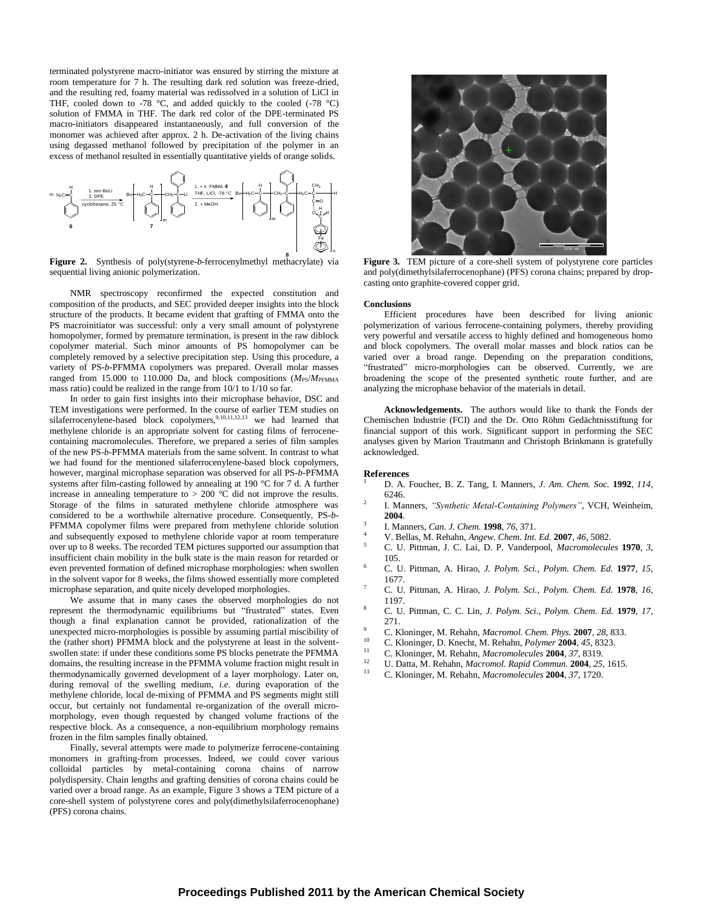terminated polystyrene macro-initiator was ensured by stirring the mixture at room temperature for 7 h. The resulting dark red solution was freeze-dried, and the resulting red, foamy material was redissolved in a solution of LiCl in THF, cooled down to -78 °C, and added quickly to the cooled (-78 °C) solution of FMMA in THF. The dark red color of the DPE-terminated PS macro-initiators disappeared instantaneously, and full conversion of the monomer was achieved after approx. 2 h. De-activation of the living chains using degassed methanol followed by precipitation of the polymer in an excess of methanol resulted in essentially quantitative yields of orange solids.

m $H_2C{=}C$ H
1. *sec*-BuLi
2. DPE
cyclohexane, 25 °C
6
Bu $H_2C$ C H $CH_2$ C Li
m
7
1. + n FMMA **4**
THF, LiCl, -78 °C
2. + MeOH
Bu $H_2C$ C H $CH_2$ C $H_2C$ C $CH_3$ H
C=O
O
C H
H
Fe
m
n
8

**Figure 2.** Synthesis of poly(styrene-*b*-ferrocenylmethyl methacrylate) via sequential living anionic polymerization.

NMR spectroscopy reconfirmed the expected constitution and composition of the products, and SEC provided deeper insights into the block structure of the products. It became evident that grafting of FMMA onto the PS macroinitiator was successful: only a very small amount of polystyrene homopolymer, formed by premature termination, is present in the raw diblock copolymer material. Such minor amounts of PS homopolymer can be completely removed by a selective precipitation step. Using this procedure, a variety of PS-*b*-PFMMA copolymers was prepared. Overall molar masses ranged from 15.000 to 110.000 Da, and block compositions ($M_{PS}/M_{PFMMA}$ mass ratio) could be realized in the range from 10/1 to 1/10 so far.

In order to gain first insights into their microphase behavior, DSC and TEM investigations were performed. In the course of earlier TEM studies on silaferrocenylene-based block copolymers,[9,10,11,12,13] we had learned that methylene chloride is an appropriate solvent for casting films of ferrocene-containing macromolecules. Therefore, we prepared a series of film samples of the new PS-*b*-PFMMA materials from the same solvent. In contrast to what we had found for the mentioned silaferrocenylene-based block copolymers, however, marginal microphase separation was observed for all PS-*b*-PFMMA systems after film-casting followed by annealing at 190 °C for 7 d. A further increase in annealing temperature to > 200 °C did not improve the results. Storage of the films in saturated methylene chloride atmosphere was considered to be a worthwhile alternative procedure. Consequently, PS-*b*-PFMMA copolymer films were prepared from methylene chloride solution and subsequently exposed to methylene chloride vapor at room temperature over up to 8 weeks. The recorded TEM pictures supported our assumption that insufficient chain mobility in the bulk state is the main reason for retarded or even prevented formation of defined microphase morphologies: when swollen in the solvent vapor for 8 weeks, the films showed essentially more completed microphase separation, and quite nicely developed morphologies.

We assume that in many cases the observed morphologies do not represent the thermodynamic equilibriums but "frustrated" states. Even though a final explanation cannot be provided, rationalization of the unexpected micro-morphologies is possible by assuming partial miscibility of the (rather short) PFMMA block and the polystyrene at least in the solvent-swollen state: if under these conditions some PS blocks penetrate the PFMMA domains, the resulting increase in the PFMMA volume fraction might result in thermodynamically governed development of a layer morphology. Later on, during removal of the swelling medium, *i.e.* during evaporation of the methylene chloride, local de-mixing of PFMMA and PS segments might still occur, but certainly not fundamental re-organization of the overall micro-morphology, even though requested by changed volume fractions of the respective block. As a consequence, a non-equilibrium morphology remains frozen in the film samples finally obtained.

Finally, several attempts were made to polymerize ferrocene-containing monomers in grafting-from processes. Indeed, we could cover various colloidal particles by metal-containing corona chains of narrow polydispersity. Chain lengths and grafting densities of corona chains could be varied over a broad range. As an example, Figure 3 shows a TEM picture of a core-shell system of polystyrene cores and poly(dimethylsilaferrocenophane) (PFS) corona chains.

1000 nm

**Figure 3.** TEM picture of a core-shell system of polystyrene core particles and poly(dimethylsilaferrocenophane) (PFS) corona chains; prepared by drop-casting onto graphite-covered copper grid.

**Conclusions**

Efficient procedures have been described for living anionic polymerization of various ferrocene-containing polymers, thereby providing very powerful and versatile access to highly defined and homogeneous homo and block copolymers. The overall molar masses and block ratios can be varied over a broad range. Depending on the preparation conditions, "frustrated" micro-morphologies can be observed. Currently, we are broadening the scope of the presented synthetic route further, and are analyzing the microphase behavior of the materials in detail.

**Acknowledgements.** The authors would like to thank the Fonds der Chemischen Industrie (FCI) and the Dr. Otto Röhm Gedächtnisstiftung for financial support of this work. Significant support in performing the SEC analyses given by Marion Trautmann and Christoph Brinkmann is gratefully acknowledged.

**References**

1. D. A. Foucher, B. Z. Tang, I. Manners, *J. Am. Chem. Soc.* **1992**, *114*, 6246.
2. I. Manners, *"Synthetic Metal-Containing Polymers"*, VCH, Weinheim, **2004**.
3. I. Manners, *Can. J. Chem.* **1998**, *76*, 371.
4. V. Bellas, M. Rehahn, *Angew. Chem. Int. Ed.* **2007**, *46*, 5082.
5. C. U. Pittman, J. C. Lai, D. P. Vanderpool, *Macromolecules* **1970**, *3*, 105.
6. C. U. Pittman, A. Hirao, *J. Polym. Sci., Polym. Chem. Ed.* **1977**, *15*, 1677.
7. C. U. Pittman, A. Hirao, *J. Polym. Sci., Polym. Chem. Ed.* **1978**, *16*, 1197.
8. C. U. Pittman, C. C. Lin, *J. Polym. Sci., Polym. Chem. Ed.* **1979**, *17*, 271.
9. C. Kloninger, M. Rehahn, *Macromol. Chem. Phys.* **2007**, *28*, 833.
10. C. Kloninger, D. Knecht, M. Rehahn, *Polymer* **2004**, *45*, 8323.
11. C. Kloninger, M. Rehahn, *Macromolecules* **2004**, *37*, 8319.
12. U. Datta, M. Rehahn, *Macromol. Rapid Commun.* **2004**, *25*, 1615.
13. C. Kloninger, M. Rehahn, *Macromolecules* **2004**, *37*, 1720.